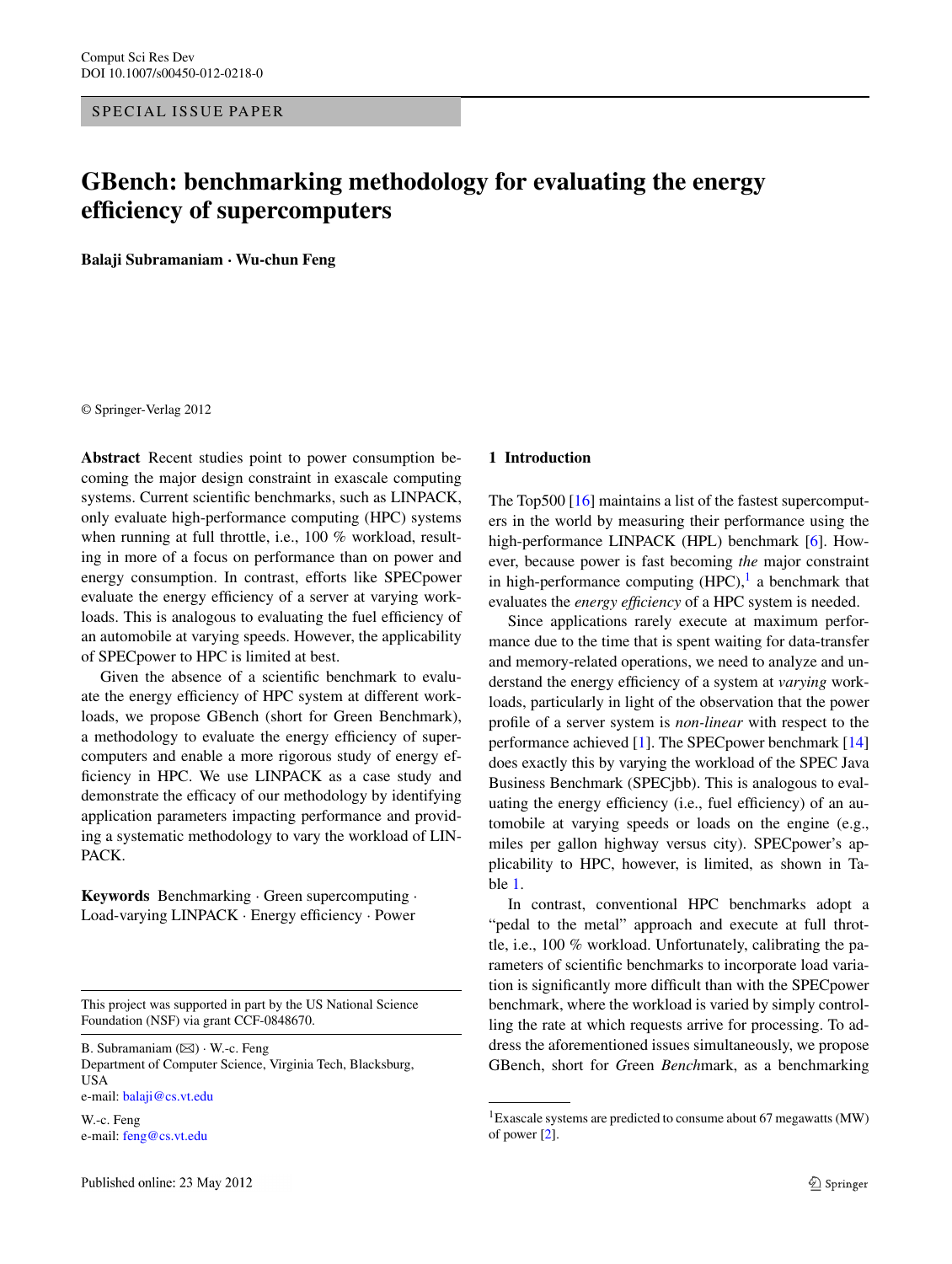Comput Sci Res Dev
DOI 10.1007/s00450-012-0218-0

SPECIAL ISSUE PAPER

# GBench: benchmarking methodology for evaluating the energy efficiency of supercomputers

**Balaji Subramaniam · Wu-chun Feng**

© Springer-Verlag 2012

**Abstract** Recent studies point to power consumption becoming the major design constraint in exascale computing systems. Current scientific benchmarks, such as LINPACK, only evaluate high-performance computing (HPC) systems when running at full throttle, i.e., 100 % workload, resulting in more of a focus on performance than on power and energy consumption. In contrast, efforts like SPECpower evaluate the energy efficiency of a server at varying workloads. This is analogous to evaluating the fuel efficiency of an automobile at varying speeds. However, the applicability of SPECpower to HPC is limited at best.

Given the absence of a scientific benchmark to evaluate the energy efficiency of HPC system at different workloads, we propose GBench (short for Green Benchmark), a methodology to evaluate the energy efficiency of supercomputers and enable a more rigorous study of energy efficiency in HPC. We use LINPACK as a case study and demonstrate the efficacy of our methodology by identifying application parameters impacting performance and providing a systematic methodology to vary the workload of LINPACK.

**Keywords** Benchmarking · Green supercomputing · Load-varying LINPACK · Energy efficiency · Power

This project was supported in part by the US National Science Foundation (NSF) via grant CCF-0848670.

B. Subramaniam (✉) · W.-c. Feng
Department of Computer Science, Virginia Tech, Blacksburg, USA
e-mail: balaji@cs.vt.edu

W.-c. Feng
e-mail: feng@cs.vt.edu

Published online: 23 May 2012

## 1 Introduction

The Top500 [16] maintains a list of the fastest supercomputers in the world by measuring their performance using the high-performance LINPACK (HPL) benchmark [6]. However, because power is fast becoming *the* major constraint in high-performance computing (HPC),[1] a benchmark that evaluates the *energy efficiency* of a HPC system is needed.

Since applications rarely execute at maximum performance due to the time that is spent waiting for data-transfer and memory-related operations, we need to analyze and understand the energy efficiency of a system at *varying* workloads, particularly in light of the observation that the power profile of a server system is *non-linear* with respect to the performance achieved [1]. The SPECpower benchmark [14] does exactly this by varying the workload of the SPEC Java Business Benchmark (SPECjbb). This is analogous to evaluating the energy efficiency (i.e., fuel efficiency) of an automobile at varying speeds or loads on the engine (e.g., miles per gallon highway versus city). SPECpower's applicability to HPC, however, is limited, as shown in Table 1.

In contrast, conventional HPC benchmarks adopt a "pedal to the metal" approach and execute at full throttle, i.e., 100 % workload. Unfortunately, calibrating the parameters of scientific benchmarks to incorporate load variation is significantly more difficult than with the SPECpower benchmark, where the workload is varied by simply controlling the rate at which requests arrive for processing. To address the aforementioned issues simultaneously, we propose GBench, short for *G*reen *Bench*mark, as a benchmarking

[1] Exascale systems are predicted to consume about 67 megawatts (MW) of power [2].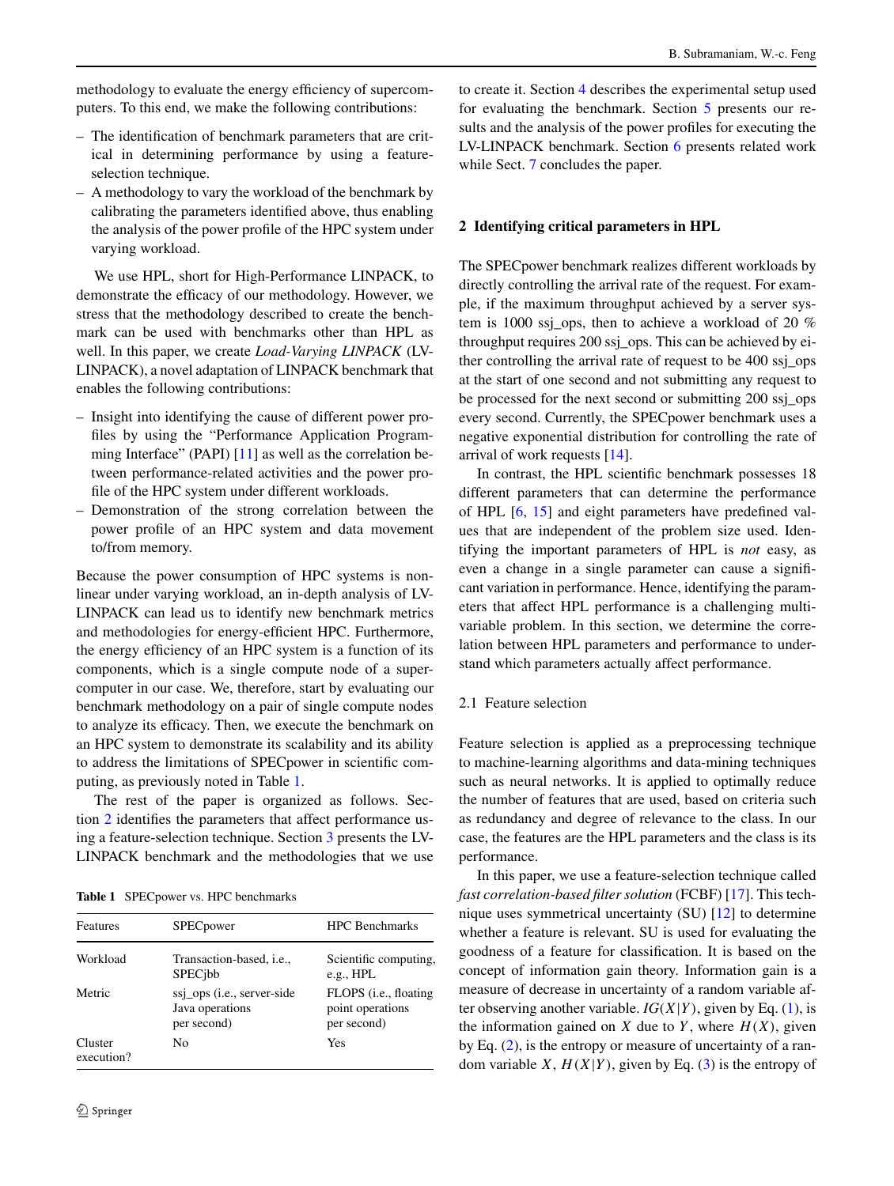methodology to evaluate the energy efficiency of supercomputers. To this end, we make the following contributions:

- The identification of benchmark parameters that are critical in determining performance by using a feature-selection technique.
- A methodology to vary the workload of the benchmark by calibrating the parameters identified above, thus enabling the analysis of the power profile of the HPC system under varying workload.

We use HPL, short for High-Performance LINPACK, to demonstrate the efficacy of our methodology. However, we stress that the methodology described to create the benchmark can be used with benchmarks other than HPL as well. In this paper, we create *Load-Varying LINPACK* (LV-LINPACK), a novel adaptation of LINPACK benchmark that enables the following contributions:

- Insight into identifying the cause of different power profiles by using the "Performance Application Programming Interface" (PAPI) [11] as well as the correlation between performance-related activities and the power profile of the HPC system under different workloads.
- Demonstration of the strong correlation between the power profile of an HPC system and data movement to/from memory.

Because the power consumption of HPC systems is non-linear under varying workload, an in-depth analysis of LV-LINPACK can lead us to identify new benchmark metrics and methodologies for energy-efficient HPC. Furthermore, the energy efficiency of an HPC system is a function of its components, which is a single compute node of a supercomputer in our case. We, therefore, start by evaluating our benchmark methodology on a pair of single compute nodes to analyze its efficacy. Then, we execute the benchmark on an HPC system to demonstrate its scalability and its ability to address the limitations of SPECpower in scientific computing, as previously noted in Table 1.

The rest of the paper is organized as follows. Section 2 identifies the parameters that affect performance using a feature-selection technique. Section 3 presents the LV-LINPACK benchmark and the methodologies that we use to create it. Section 4 describes the experimental setup used for evaluating the benchmark. Section 5 presents our results and the analysis of the power profiles for executing the LV-LINPACK benchmark. Section 6 presents related work while Sect. 7 concludes the paper.

**Table 1** SPECpower vs. HPC benchmarks

| Features | SPECpower | HPC Benchmarks |
|---|---|---|
| Workload | Transaction-based, i.e., SPECjbb | Scientific computing, e.g., HPL |
| Metric | ssj_ops (i.e., server-side Java operations per second) | FLOPS (i.e., floating point operations per second) |
| Cluster execution? | No | Yes |

## 2 Identifying critical parameters in HPL

The SPECpower benchmark realizes different workloads by directly controlling the arrival rate of the request. For example, if the maximum throughput achieved by a server system is 1000 ssj_ops, then to achieve a workload of 20 % throughput requires 200 ssj_ops. This can be achieved by either controlling the arrival rate of request to be 400 ssj_ops at the start of one second and not submitting any request to be processed for the next second or submitting 200 ssj_ops every second. Currently, the SPECpower benchmark uses a negative exponential distribution for controlling the rate of arrival of work requests [14].

In contrast, the HPL scientific benchmark possesses 18 different parameters that can determine the performance of HPL [6, 15] and eight parameters have predefined values that are independent of the problem size used. Identifying the important parameters of HPL is *not* easy, as even a change in a single parameter can cause a significant variation in performance. Hence, identifying the parameters that affect HPL performance is a challenging multi-variable problem. In this section, we determine the correlation between HPL parameters and performance to understand which parameters actually affect performance.

### 2.1 Feature selection

Feature selection is applied as a preprocessing technique to machine-learning algorithms and data-mining techniques such as neural networks. It is applied to optimally reduce the number of features that are used, based on criteria such as redundancy and degree of relevance to the class. In our case, the features are the HPL parameters and the class is its performance.

In this paper, we use a feature-selection technique called *fast correlation-based filter solution* (FCBF) [17]. This technique uses symmetrical uncertainty (SU) [12] to determine whether a feature is relevant. SU is used for evaluating the goodness of a feature for classification. It is based on the concept of information gain theory. Information gain is a measure of decrease in uncertainty of a random variable after observing another variable. $IG(X|Y)$, given by Eq. (1), is the information gained on $X$ due to $Y$, where $H(X)$, given by Eq. (2), is the entropy or measure of uncertainty of a random variable $X$, $H(X|Y)$, given by Eq. (3) is the entropy of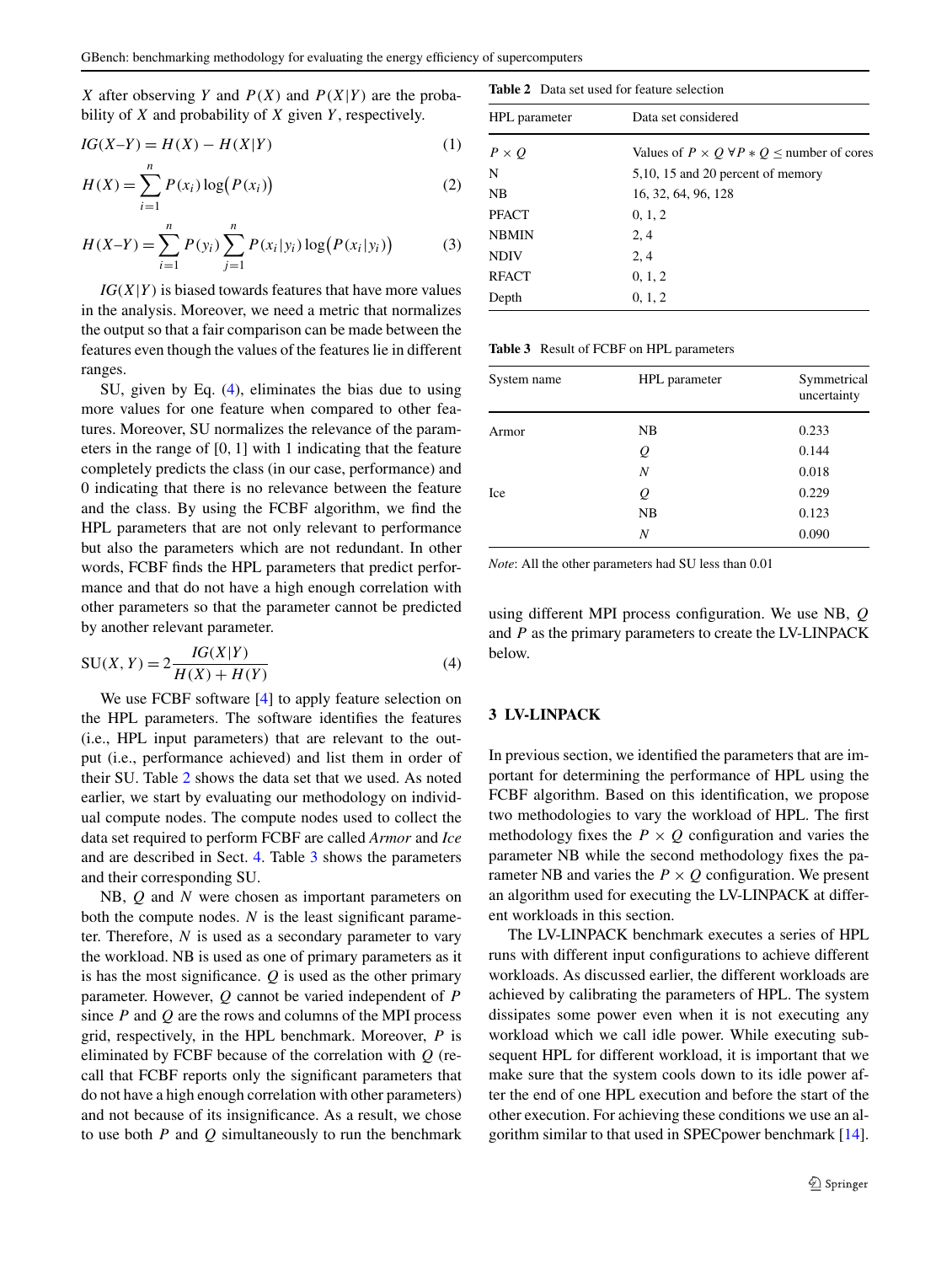$X$ after observing $Y$ and $P(X)$ and $P(X|Y)$ are the probability of $X$ and probability of $X$ given $Y$, respectively.

$$IG(X–Y) = H(X) - H(X|Y) \tag{1}$$

$$H(X) = \sum_{i=1}^{n} P(x_i) \log\bigl(P(x_i)\bigr) \tag{2}$$

$$H(X–Y) = \sum_{i=1}^{n} P(y_i) \sum_{j=1}^{n} P(x_i|y_i) \log\bigl(P(x_i|y_i)\bigr) \tag{3}$$

$IG(X|Y)$ is biased towards features that have more values in the analysis. Moreover, we need a metric that normalizes the output so that a fair comparison can be made between the features even though the values of the features lie in different ranges.

SU, given by Eq. (4), eliminates the bias due to using more values for one feature when compared to other features. Moreover, SU normalizes the relevance of the parameters in the range of [0, 1] with 1 indicating that the feature completely predicts the class (in our case, performance) and 0 indicating that there is no relevance between the feature and the class. By using the FCBF algorithm, we find the HPL parameters that are not only relevant to performance but also the parameters which are not redundant. In other words, FCBF finds the HPL parameters that predict performance and that do not have a high enough correlation with other parameters so that the parameter cannot be predicted by another relevant parameter.

$$\text{SU}(X, Y) = 2\frac{IG(X|Y)}{H(X) + H(Y)} \tag{4}$$

We use FCBF software [4] to apply feature selection on the HPL parameters. The software identifies the features (i.e., HPL input parameters) that are relevant to the output (i.e., performance achieved) and list them in order of their SU. Table 2 shows the data set that we used. As noted earlier, we start by evaluating our methodology on individual compute nodes. The compute nodes used to collect the data set required to perform FCBF are called *Armor* and *Ice* and are described in Sect. 4. Table 3 shows the parameters and their corresponding SU.

NB, $Q$ and $N$ were chosen as important parameters on both the compute nodes. $N$ is the least significant parameter. Therefore, $N$ is used as a secondary parameter to vary the workload. NB is used as one of primary parameters as it is has the most significance. $Q$ is used as the other primary parameter. However, $Q$ cannot be varied independent of $P$ since $P$ and $Q$ are the rows and columns of the MPI process grid, respectively, in the HPL benchmark. Moreover, $P$ is eliminated by FCBF because of the correlation with $Q$ (recall that FCBF reports only the significant parameters that do not have a high enough correlation with other parameters) and not because of its insignificance. As a result, we chose to use both $P$ and $Q$ simultaneously to run the benchmark using different MPI process configuration. We use NB, $Q$ and $P$ as the primary parameters to create the LV-LINPACK below.

**Table 2** Data set used for feature selection

| HPL parameter | Data set considered |
|---|---|
| $P \times Q$ | Values of $P \times Q$ $\forall P * Q \leq$ number of cores |
| N | 5,10, 15 and 20 percent of memory |
| NB | 16, 32, 64, 96, 128 |
| PFACT | 0, 1, 2 |
| NBMIN | 2, 4 |
| NDIV | 2, 4 |
| RFACT | 0, 1, 2 |
| Depth | 0, 1, 2 |

**Table 3** Result of FCBF on HPL parameters

| System name | HPL parameter | Symmetrical uncertainty |
|---|---|---|
| Armor | NB | 0.233 |
| | $Q$ | 0.144 |
| | $N$ | 0.018 |
| Ice | $Q$ | 0.229 |
| | NB | 0.123 |
| | $N$ | 0.090 |

*Note*: All the other parameters had SU less than 0.01

## 3 LV-LINPACK

In previous section, we identified the parameters that are important for determining the performance of HPL using the FCBF algorithm. Based on this identification, we propose two methodologies to vary the workload of HPL. The first methodology fixes the $P \times Q$ configuration and varies the parameter NB while the second methodology fixes the parameter NB and varies the $P \times Q$ configuration. We present an algorithm used for executing the LV-LINPACK at different workloads in this section.

The LV-LINPACK benchmark executes a series of HPL runs with different input configurations to achieve different workloads. As discussed earlier, the different workloads are achieved by calibrating the parameters of HPL. The system dissipates some power even when it is not executing any workload which we call idle power. While executing subsequent HPL for different workload, it is important that we make sure that the system cools down to its idle power after the end of one HPL execution and before the start of the other execution. For achieving these conditions we use an algorithm similar to that used in SPECpower benchmark [14].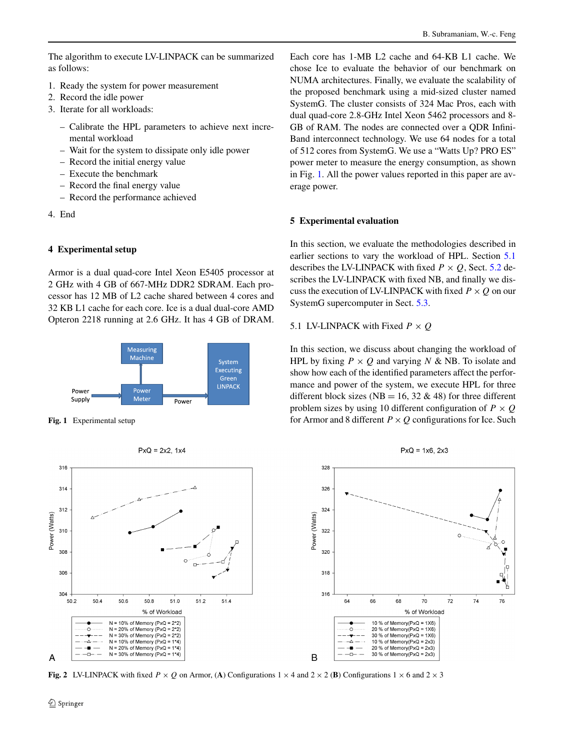The algorithm to execute LV-LINPACK can be summarized as follows:

1. Ready the system for power measurement
2. Record the idle power
3. Iterate for all workloads:
   - Calibrate the HPL parameters to achieve next incremental workload
   - Wait for the system to dissipate only idle power
   - Record the initial energy value
   - Execute the benchmark
   - Record the final energy value
   - Record the performance achieved
4. End

## 4 Experimental setup

Armor is a dual quad-core Intel Xeon E5405 processor at 2 GHz with 4 GB of 667-MHz DDR2 SDRAM. Each processor has 12 MB of L2 cache shared between 4 cores and 32 KB L1 cache for each core. Ice is a dual dual-core AMD Opteron 2218 running at 2.6 GHz. It has 4 GB of DRAM. Each core has 1-MB L2 cache and 64-KB L1 cache. We chose Ice to evaluate the behavior of our benchmark on NUMA architectures. Finally, we evaluate the scalability of the proposed benchmark using a mid-sized cluster named SystemG. The cluster consists of 324 Mac Pros, each with dual quad-core 2.8-GHz Intel Xeon 5462 processors and 8-GB of RAM. The nodes are connected over a QDR InfiniBand interconnect technology. We use 64 nodes for a total of 512 cores from SystemG. We use a "Watts Up? PRO ES" power meter to measure the energy consumption, as shown in Fig. 1. All the power values reported in this paper are average power.

**Fig. 1** Experimental setup

## 5 Experimental evaluation

In this section, we evaluate the methodologies described in earlier sections to vary the workload of HPL. Section 5.1 describes the LV-LINPACK with fixed $P \times Q$, Sect. 5.2 describes the LV-LINPACK with fixed NB, and finally we discuss the execution of LV-LINPACK with fixed $P \times Q$ on our SystemG supercomputer in Sect. 5.3.

### 5.1 LV-LINPACK with Fixed $P \times Q$

In this section, we discuss about changing the workload of HPL by fixing $P \times Q$ and varying $N$ & NB. To isolate and show how each of the identified parameters affect the performance and power of the system, we execute HPL for three different block sizes (NB = 16, 32 & 48) for three different problem sizes by using 10 different configuration of $P \times Q$ for Armor and 8 different $P \times Q$ configurations for Ice. Such

**Fig. 2** LV-LINPACK with fixed $P \times Q$ on Armor, (**A**) Configurations $1 \times 4$ and $2 \times 2$ (**B**) Configurations $1 \times 6$ and $2 \times 3$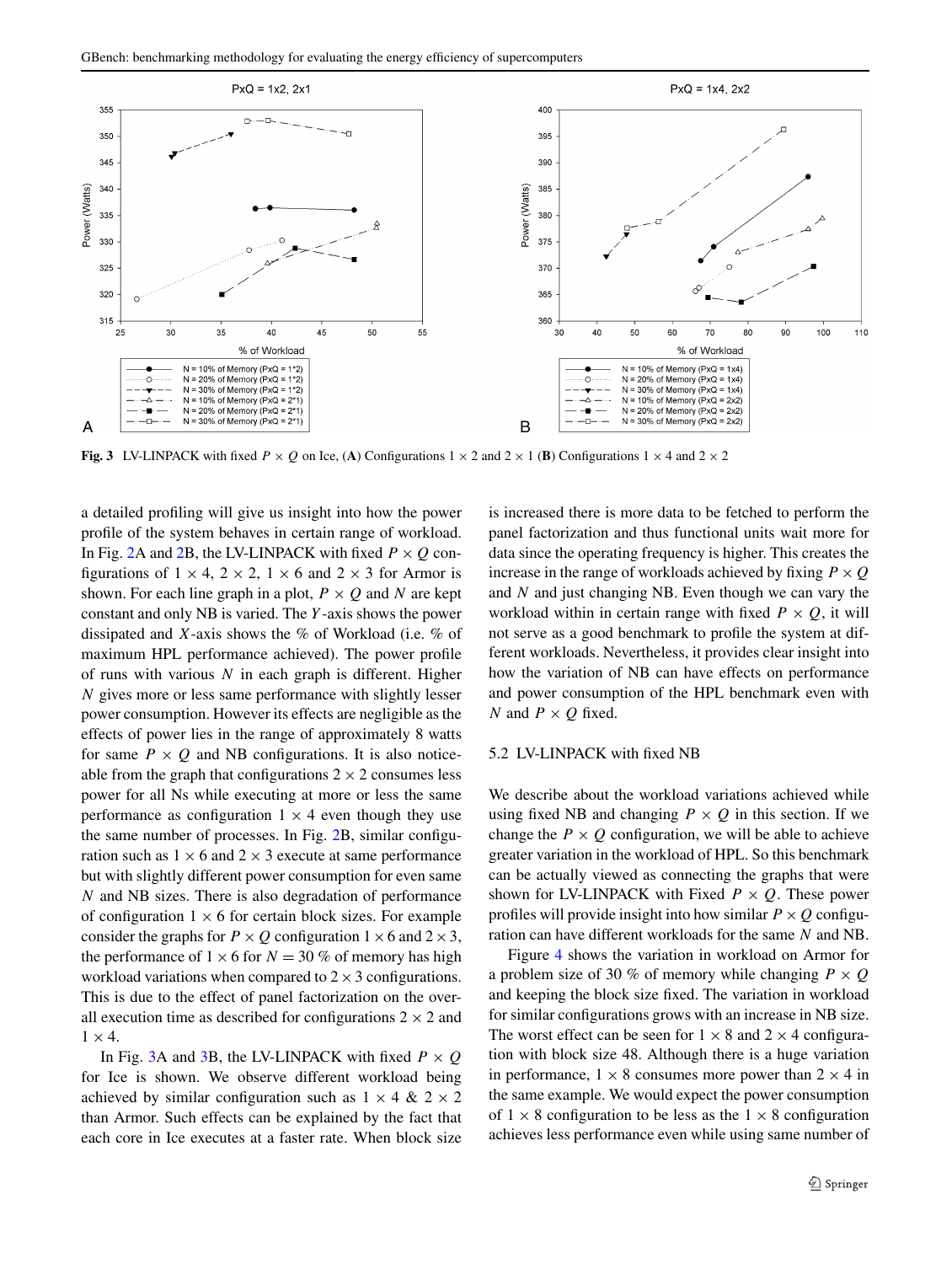**Fig. 3** LV-LINPACK with fixed $P \times Q$ on Ice, (**A**) Configurations $1 \times 2$ and $2 \times 1$ (**B**) Configurations $1 \times 4$ and $2 \times 2$

a detailed profiling will give us insight into how the power profile of the system behaves in certain range of workload. In Fig. 2A and 2B, the LV-LINPACK with fixed $P \times Q$ configurations of $1 \times 4$, $2 \times 2$, $1 \times 6$ and $2 \times 3$ for Armor is shown. For each line graph in a plot, $P \times Q$ and $N$ are kept constant and only NB is varied. The $Y$-axis shows the power dissipated and $X$-axis shows the % of Workload (i.e. % of maximum HPL performance achieved). The power profile of runs with various $N$ in each graph is different. Higher $N$ gives more or less same performance with slightly lesser power consumption. However its effects are negligible as the effects of power lies in the range of approximately 8 watts for same $P \times Q$ and NB configurations. It is also noticeable from the graph that configurations $2 \times 2$ consumes less power for all Ns while executing at more or less the same performance as configuration $1 \times 4$ even though they use the same number of processes. In Fig. 2B, similar configuration such as $1 \times 6$ and $2 \times 3$ execute at same performance but with slightly different power consumption for even same $N$ and NB sizes. There is also degradation of performance of configuration $1 \times 6$ for certain block sizes. For example consider the graphs for $P \times Q$ configuration $1 \times 6$ and $2 \times 3$, the performance of $1 \times 6$ for $N = 30$ % of memory has high workload variations when compared to $2 \times 3$ configurations. This is due to the effect of panel factorization on the overall execution time as described for configurations $2 \times 2$ and $1 \times 4$.

In Fig. 3A and 3B, the LV-LINPACK with fixed $P \times Q$ for Ice is shown. We observe different workload being achieved by similar configuration such as $1 \times 4$ & $2 \times 2$ than Armor. Such effects can be explained by the fact that each core in Ice executes at a faster rate. When block size is increased there is more data to be fetched to perform the panel factorization and thus functional units wait more for data since the operating frequency is higher. This creates the increase in the range of workloads achieved by fixing $P \times Q$ and $N$ and just changing NB. Even though we can vary the workload within in certain range with fixed $P \times Q$, it will not serve as a good benchmark to profile the system at different workloads. Nevertheless, it provides clear insight into how the variation of NB can have effects on performance and power consumption of the HPL benchmark even with $N$ and $P \times Q$ fixed.

### 5.2 LV-LINPACK with fixed NB

We describe about the workload variations achieved while using fixed NB and changing $P \times Q$ in this section. If we change the $P \times Q$ configuration, we will be able to achieve greater variation in the workload of HPL. So this benchmark can be actually viewed as connecting the graphs that were shown for LV-LINPACK with Fixed $P \times Q$. These power profiles will provide insight into how similar $P \times Q$ configuration can have different workloads for the same $N$ and NB.

Figure 4 shows the variation in workload on Armor for a problem size of 30 % of memory while changing $P \times Q$ and keeping the block size fixed. The variation in workload for similar configurations grows with an increase in NB size. The worst effect can be seen for $1 \times 8$ and $2 \times 4$ configuration with block size 48. Although there is a huge variation in performance, $1 \times 8$ consumes more power than $2 \times 4$ in the same example. We would expect the power consumption of $1 \times 8$ configuration to be less as the $1 \times 8$ configuration achieves less performance even while using same number of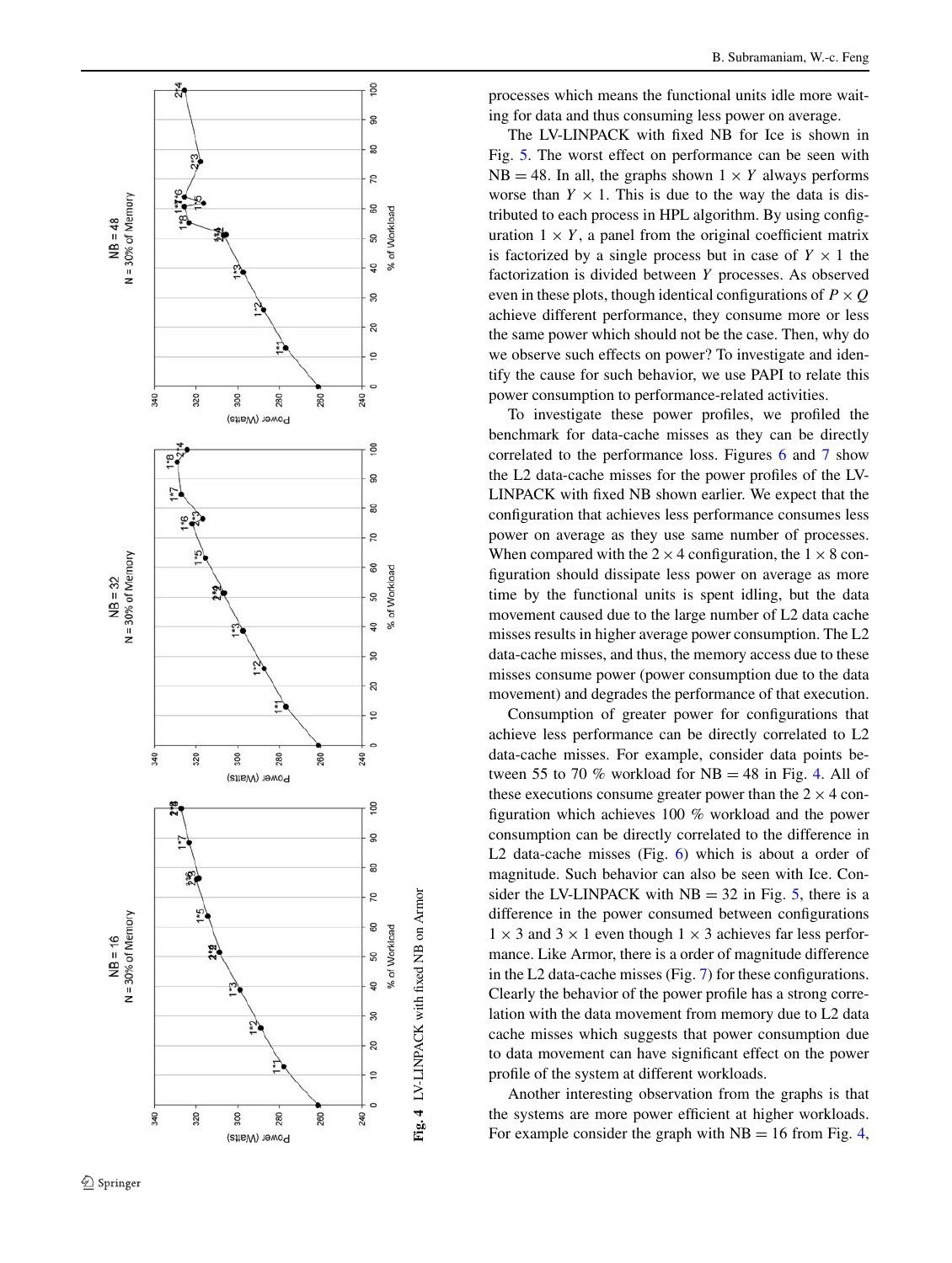processes which means the functional units idle more waiting for data and thus consuming less power on average.

The LV-LINPACK with fixed NB for Ice is shown in Fig. 5. The worst effect on performance can be seen with NB = 48. In all, the graphs shown $1 \times Y$ always performs worse than $Y \times 1$. This is due to the way the data is distributed to each process in HPL algorithm. By using configuration $1 \times Y$, a panel from the original coefficient matrix is factorized by a single process but in case of $Y \times 1$ the factorization is divided between $Y$ processes. As observed even in these plots, though identical configurations of $P \times Q$ achieve different performance, they consume more or less the same power which should not be the case. Then, why do we observe such effects on power? To investigate and identify the cause for such behavior, we use PAPI to relate this power consumption to performance-related activities.

To investigate these power profiles, we profiled the benchmark for data-cache misses as they can be directly correlated to the performance loss. Figures 6 and 7 show the L2 data-cache misses for the power profiles of the LV-LINPACK with fixed NB shown earlier. We expect that the configuration that achieves less performance consumes less power on average as they use same number of processes. When compared with the $2 \times 4$ configuration, the $1 \times 8$ configuration should dissipate less power on average as more time by the functional units is spent idling, but the data movement caused due to the large number of L2 data cache misses results in higher average power consumption. The L2 data-cache misses, and thus, the memory access due to these misses consume power (power consumption due to the data movement) and degrades the performance of that execution.

Consumption of greater power for configurations that achieve less performance can be directly correlated to L2 data-cache misses. For example, consider data points between 55 to 70 % workload for NB = 48 in Fig. 4. All of these executions consume greater power than the $2 \times 4$ configuration which achieves 100 % workload and the power consumption can be directly correlated to the difference in L2 data-cache misses (Fig. 6) which is about a order of magnitude. Such behavior can also be seen with Ice. Consider the LV-LINPACK with NB = 32 in Fig. 5, there is a difference in the power consumed between configurations $1 \times 3$ and $3 \times 1$ even though $1 \times 3$ achieves far less performance. Like Armor, there is a order of magnitude difference in the L2 data-cache misses (Fig. 7) for these configurations. Clearly the behavior of the power profile has a strong correlation with the data movement from memory due to L2 data cache misses which suggests that power consumption due to data movement can have significant effect on the power profile of the system at different workloads.

Another interesting observation from the graphs is that the systems are more power efficient at higher workloads. For example consider the graph with NB = 16 from Fig. 4,

**Fig. 4** LV-LINPACK with fixed NB on Armor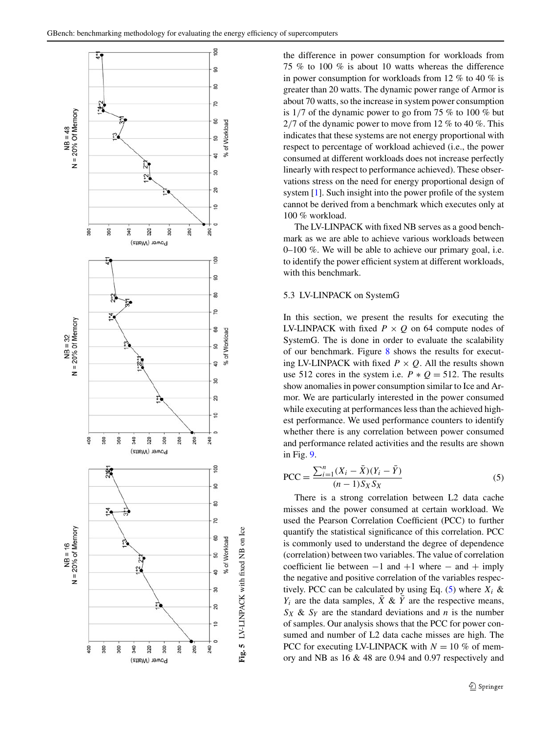Fig. 5 LV-LINPACK with fixed NB on Ice

the difference in power consumption for workloads from 75 % to 100 % is about 10 watts whereas the difference in power consumption for workloads from 12 % to 40 % is greater than 20 watts. The dynamic power range of Armor is about 70 watts, so the increase in system power consumption is 1/7 of the dynamic power to go from 75 % to 100 % but 2/7 of the dynamic power to move from 12 % to 40 %. This indicates that these systems are not energy proportional with respect to percentage of workload achieved (i.e., the power consumed at different workloads does not increase perfectly linearly with respect to performance achieved). These observations stress on the need for energy proportional design of system [1]. Such insight into the power profile of the system cannot be derived from a benchmark which executes only at 100 % workload.

The LV-LINPACK with fixed NB serves as a good benchmark as we are able to achieve various workloads between 0–100 %. We will be able to achieve our primary goal, i.e. to identify the power efficient system at different workloads, with this benchmark.

### 5.3 LV-LINPACK on SystemG

In this section, we present the results for executing the LV-LINPACK with fixed $P \times Q$ on 64 compute nodes of SystemG. The is done in order to evaluate the scalability of our benchmark. Figure 8 shows the results for executing LV-LINPACK with fixed $P \times Q$. All the results shown use 512 cores in the system i.e. $P * Q = 512$. The results show anomalies in power consumption similar to Ice and Armor. We are particularly interested in the power consumed while executing at performances less than the achieved highest performance. We used performance counters to identify whether there is any correlation between power consumed and performance related activities and the results are shown in Fig. 9.

$$\text{PCC} = \frac{\sum_{i=1}^{n}(X_i - \bar{X})(Y_i - \bar{Y})}{(n-1)S_X S_X} \tag{5}$$

There is a strong correlation between L2 data cache misses and the power consumed at certain workload. We used the Pearson Correlation Coefficient (PCC) to further quantify the statistical significance of this correlation. PCC is commonly used to understand the degree of dependence (correlation) between two variables. The value of correlation coefficient lie between −1 and +1 where − and + imply the negative and positive correlation of the variables respectively. PCC can be calculated by using Eq. (5) where $X_i$ & $Y_i$ are the data samples, $\bar{X}$ & $\bar{Y}$ are the respective means, $S_X$ & $S_Y$ are the standard deviations and $n$ is the number of samples. Our analysis shows that the PCC for power consumed and number of L2 data cache misses are high. The PCC for executing LV-LINPACK with $N = 10$ % of memory and NB as 16 & 48 are 0.94 and 0.97 respectively and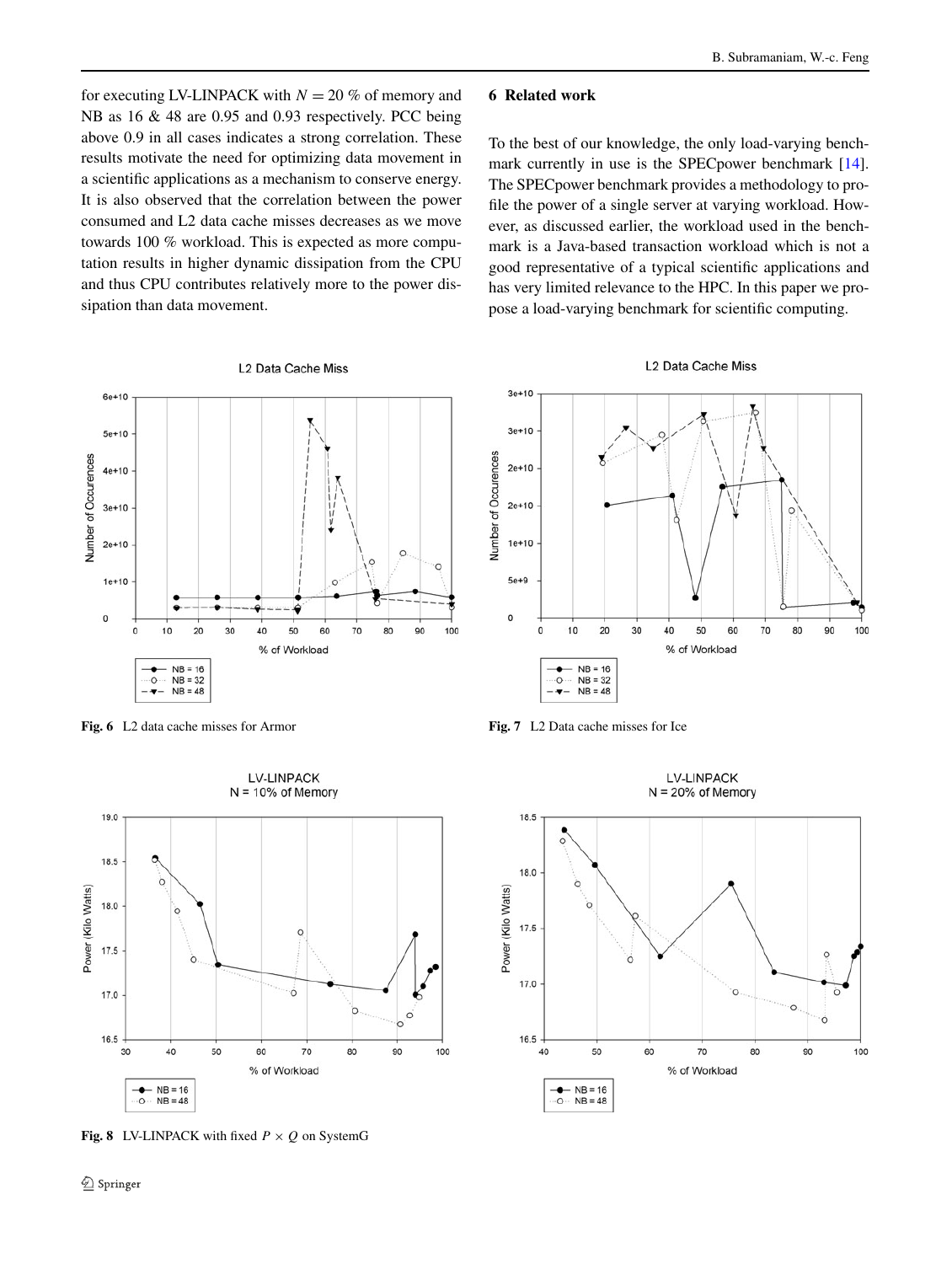for executing LV-LINPACK with $N = 20$ % of memory and NB as 16 & 48 are 0.95 and 0.93 respectively. PCC being above 0.9 in all cases indicates a strong correlation. These results motivate the need for optimizing data movement in a scientific applications as a mechanism to conserve energy. It is also observed that the correlation between the power consumed and L2 data cache misses decreases as we move towards 100 % workload. This is expected as more computation results in higher dynamic dissipation from the CPU and thus CPU contributes relatively more to the power dissipation than data movement.

## 6 Related work

To the best of our knowledge, the only load-varying benchmark currently in use is the SPECpower benchmark [14]. The SPECpower benchmark provides a methodology to profile the power of a single server at varying workload. However, as discussed earlier, the workload used in the benchmark is a Java-based transaction workload which is not a good representative of a typical scientific applications and has very limited relevance to the HPC. In this paper we propose a load-varying benchmark for scientific computing.

**Fig. 6** L2 data cache misses for Armor

**Fig. 7** L2 Data cache misses for Ice

**Fig. 8** LV-LINPACK with fixed $P \times Q$ on SystemG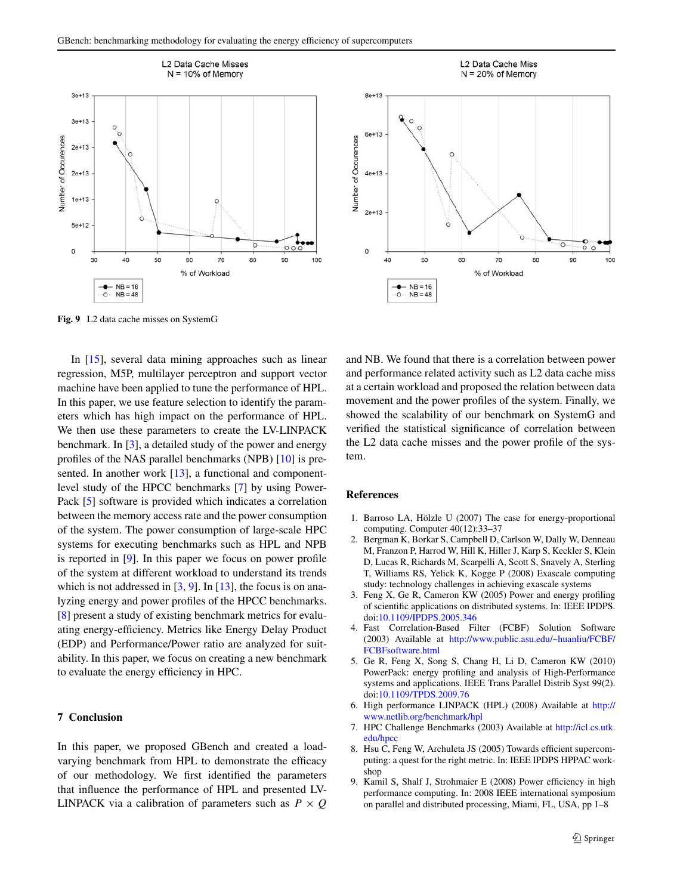Fig. 9 L2 data cache misses on SystemG

In [15], several data mining approaches such as linear regression, M5P, multilayer perceptron and support vector machine have been applied to tune the performance of HPL. In this paper, we use feature selection to identify the parameters which has high impact on the performance of HPL. We then use these parameters to create the LV-LINPACK benchmark. In [3], a detailed study of the power and energy profiles of the NAS parallel benchmarks (NPB) [10] is presented. In another work [13], a functional and component-level study of the HPCC benchmarks [7] by using PowerPack [5] software is provided which indicates a correlation between the memory access rate and the power consumption of the system. The power consumption of large-scale HPC systems for executing benchmarks such as HPL and NPB is reported in [9]. In this paper we focus on power profile of the system at different workload to understand its trends which is not addressed in [3, 9]. In [13], the focus is on analyzing energy and power profiles of the HPCC benchmarks. [8] present a study of existing benchmark metrics for evaluating energy-efficiency. Metrics like Energy Delay Product (EDP) and Performance/Power ratio are analyzed for suitability. In this paper, we focus on creating a new benchmark to evaluate the energy efficiency in HPC.

## 7 Conclusion

In this paper, we proposed GBench and created a load-varying benchmark from HPL to demonstrate the efficacy of our methodology. We first identified the parameters that influence the performance of HPL and presented LV-LINPACK via a calibration of parameters such as $P \times Q$ and NB. We found that there is a correlation between power and performance related activity such as L2 data cache miss at a certain workload and proposed the relation between data movement and the power profiles of the system. Finally, we showed the scalability of our benchmark on SystemG and verified the statistical significance of correlation between the L2 data cache misses and the power profile of the system.

## References

1. Barroso LA, Hölzle U (2007) The case for energy-proportional computing. Computer 40(12):33–37
2. Bergman K, Borkar S, Campbell D, Carlson W, Dally W, Denneau M, Franzon P, Harrod W, Hill K, Hiller J, Karp S, Keckler S, Klein D, Lucas R, Richards M, Scarpelli A, Scott S, Snavely A, Sterling T, Williams RS, Yelick K, Kogge P (2008) Exascale computing study: technology challenges in achieving exascale systems
3. Feng X, Ge R, Cameron KW (2005) Power and energy profiling of scientific applications on distributed systems. In: IEEE IPDPS. doi:10.1109/IPDPS.2005.346
4. Fast Correlation-Based Filter (FCBF) Solution Software (2003) Available at http://www.public.asu.edu/~huanliu/FCBF/FCBFsoftware.html
5. Ge R, Feng X, Song S, Chang H, Li D, Cameron KW (2010) PowerPack: energy profiling and analysis of High-Performance systems and applications. IEEE Trans Parallel Distrib Syst 99(2). doi:10.1109/TPDS.2009.76
6. High performance LINPACK (HPL) (2008) Available at http://www.netlib.org/benchmark/hpl
7. HPC Challenge Benchmarks (2003) Available at http://icl.cs.utk.edu/hpcc
8. Hsu C, Feng W, Archuleta JS (2005) Towards efficient supercomputing: a quest for the right metric. In: IEEE IPDPS HPPAC workshop
9. Kamil S, Shalf J, Strohmaier E (2008) Power efficiency in high performance computing. In: 2008 IEEE international symposium on parallel and distributed processing, Miami, FL, USA, pp 1–8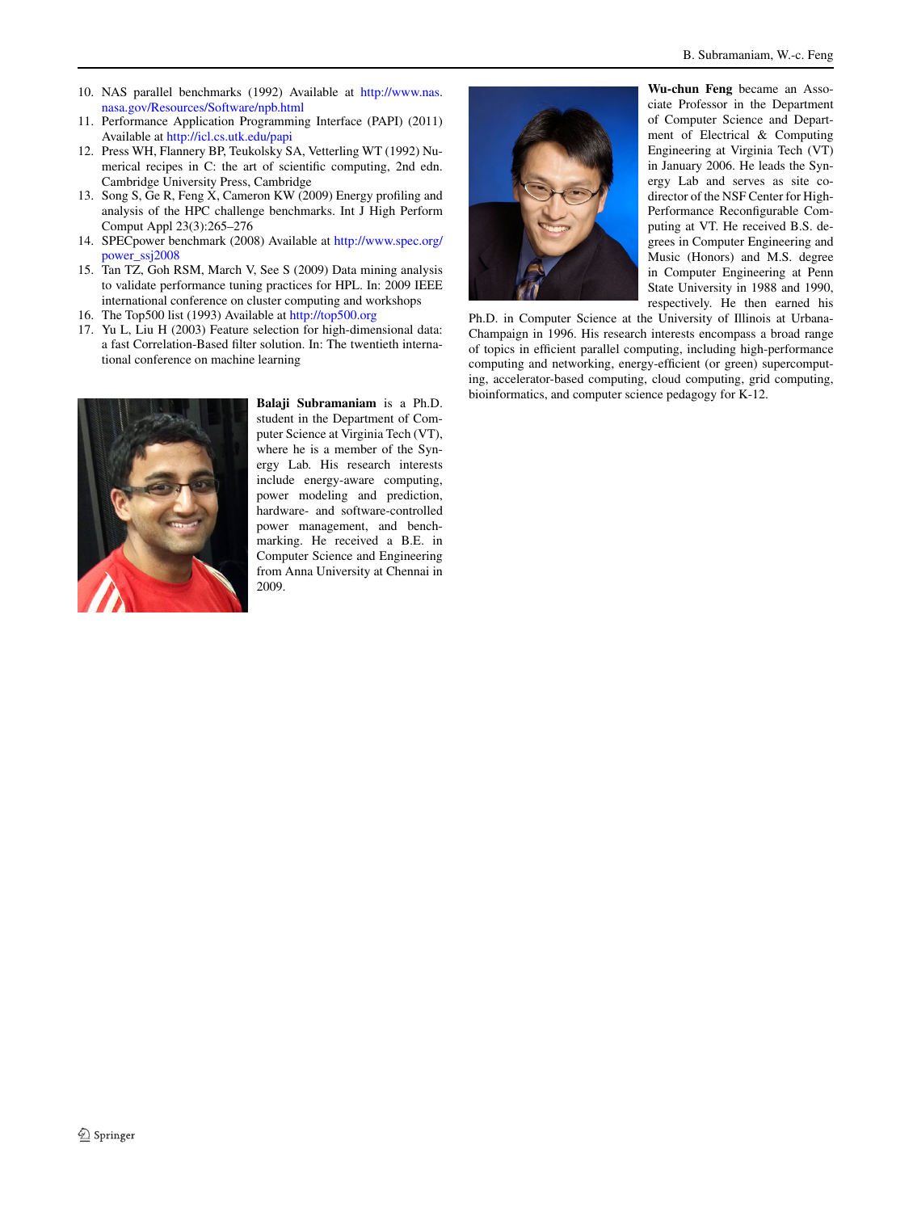10. NAS parallel benchmarks (1992) Available at http://www.nas.nasa.gov/Resources/Software/npb.html
11. Performance Application Programming Interface (PAPI) (2011) Available at http://icl.cs.utk.edu/papi
12. Press WH, Flannery BP, Teukolsky SA, Vetterling WT (1992) Numerical recipes in C: the art of scientific computing, 2nd edn. Cambridge University Press, Cambridge
13. Song S, Ge R, Feng X, Cameron KW (2009) Energy profiling and analysis of the HPC challenge benchmarks. Int J High Perform Comput Appl 23(3):265–276
14. SPECpower benchmark (2008) Available at http://www.spec.org/power_ssj2008
15. Tan TZ, Goh RSM, March V, See S (2009) Data mining analysis to validate performance tuning practices for HPL. In: 2009 IEEE international conference on cluster computing and workshops
16. The Top500 list (1993) Available at http://top500.org
17. Yu L, Liu H (2003) Feature selection for high-dimensional data: a fast Correlation-Based filter solution. In: The twentieth international conference on machine learning

**Balaji Subramaniam** is a Ph.D. student in the Department of Computer Science at Virginia Tech (VT), where he is a member of the Synergy Lab. His research interests include energy-aware computing, power modeling and prediction, hardware- and software-controlled power management, and benchmarking. He received a B.E. in Computer Science and Engineering from Anna University at Chennai in 2009.

**Wu-chun Feng** became an Associate Professor in the Department of Computer Science and Department of Electrical & Computing Engineering at Virginia Tech (VT) in January 2006. He leads the Synergy Lab and serves as site co-director of the NSF Center for High-Performance Reconfigurable Computing at VT. He received B.S. degrees in Computer Engineering and Music (Honors) and M.S. degree in Computer Engineering at Penn State University in 1988 and 1990, respectively. He then earned his Ph.D. in Computer Science at the University of Illinois at Urbana-Champaign in 1996. His research interests encompass a broad range of topics in efficient parallel computing, including high-performance computing and networking, energy-efficient (or green) supercomputing, accelerator-based computing, cloud computing, grid computing, bioinformatics, and computer science pedagogy for K-12.